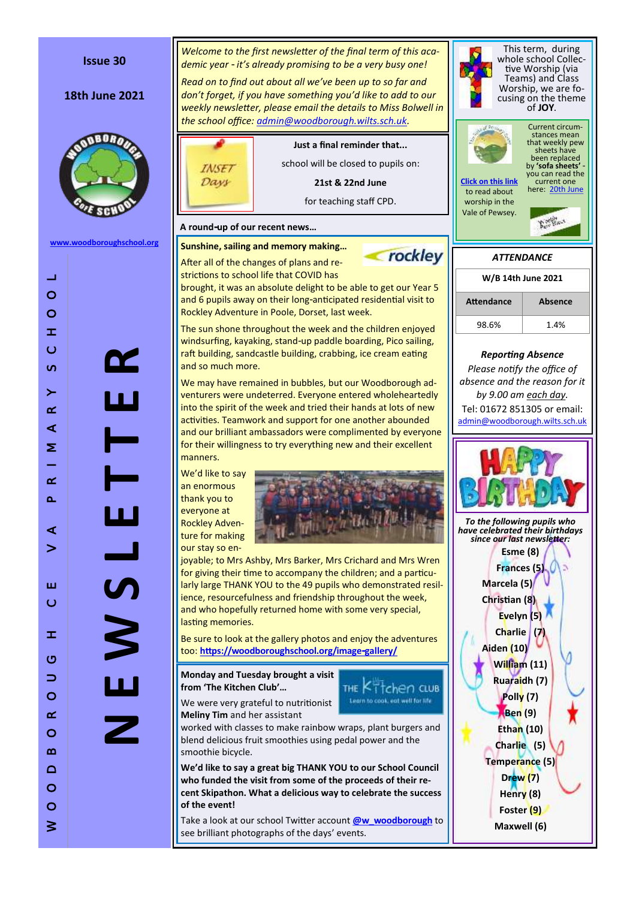Issue 30

18th June 2021

www.woodboroughschool.org

WOODBOROUGH CE VA PRIMARY SCHOOL

# NEWSLETTER

*Welcome to the first newsletter of the final term of this academic year - it's already promising to be a very busy one!*

*Read on to find out about all we've been up to so far and don't forget, if you have something you'd like to add to our weekly newsletter, please email the details to Miss Bolwell in the school office: admin@woodborough.wilts.sch.uk.*

INSET Days

**Just a final reminder that...**

school will be closed to pupils on:

**21st & 22nd June**

for teaching staff CPD.

**A round-up of our recent news...**

**Sunshine, sailing and memory making...**

rockley

After all of the changes of plans and restrictions to school life that COVID has brought, it was an absolute delight to be able to get our Year 5 and 6 pupils away on their long-anticipated residential visit to Rockley Adventure in Poole, Dorset, last week.

The sun shone throughout the week and the children enjoyed windsurfing, kayaking, stand-up paddle boarding, Pico sailing, raft building, sandcastle building, crabbing, ice cream eating and so much more.

We may have remained in bubbles, but our Woodborough adventurers were undeterred. Everyone entered wholeheartedly into the spirit of the week and tried their hands at lots of new activities. Teamwork and support for one another abounded and our brilliant ambassadors were complimented by everyone for their willingness to try everything new and their excellent manners.

We'd like to say an enormous thank you to everyone at Rockley Adventure for making our stay so enjoyable; to Mrs Ashby, Mrs Barker, Mrs Crichard and Mrs Wren for giving their time to accompany the children; and a particularly large THANK YOU to the 49 pupils who demonstrated resilience, resourcefulness and friendship throughout the week, and who hopefully returned home with some very special, lasting memories.

Be sure to look at the gallery photos and enjoy the adventures too: **https://woodboroughschool.org/image-gallery/**

**Monday and Tuesday brought a visit from 'The Kitchen Club'...**

THE Kitchen CLUB — Learn to cook, eat well for life

We were very grateful to nutritionist **Meliny Tim** and her assistant worked with classes to make rainbow wraps, plant burgers and blend delicious fruit smoothies using pedal power and the smoothie bicycle.

**We'd like to say a great big THANK YOU to our School Council who funded the visit from some of the proceeds of their recent Skipathon. What a delicious way to celebrate the success of the event!**

Take a look at our school Twitter account **@w_woodborough** to see brilliant photographs of the days' events.

This term, during whole school Collective Worship (via Teams) and Class Worship, we are focusing on the theme of **JOY**.

Current circumstances mean that weekly pew sheets have been replaced by **'sofa sheets'** - you can read the current one here: 20th June

**Click on this link** to read about worship in the Vale of Pewsey.

*ATTENDANCE*

| W/B 14th June 2021 | |
|---|---|
| **Attendance** | **Absence** |
| 98.6% | 1.4% |

***Reporting Absence***

*Please notify the office of absence and the reason for it by 9.00 am each day.*

Tel: 01672 851305 or email: admin@woodborough.wilts.sch.uk

HAPPY BIRTHDAY

***To the following pupils who have celebrated their birthdays since our last newsletter:***

**Esme (8)**
**Frances (5)**
**Marcela (5)**
**Christian (8)**
**Evelyn (5)**
**Charlie (7)**
**Aiden (10)**
**William (11)**
**Ruaraidh (7)**
**Polly (7)**
**Ben (9)**
**Ethan (10)**
**Charlie (5)**
**Temperance (5)**
**Drew (7)**
**Henry (8)**
**Foster (9)**
**Maxwell (6)**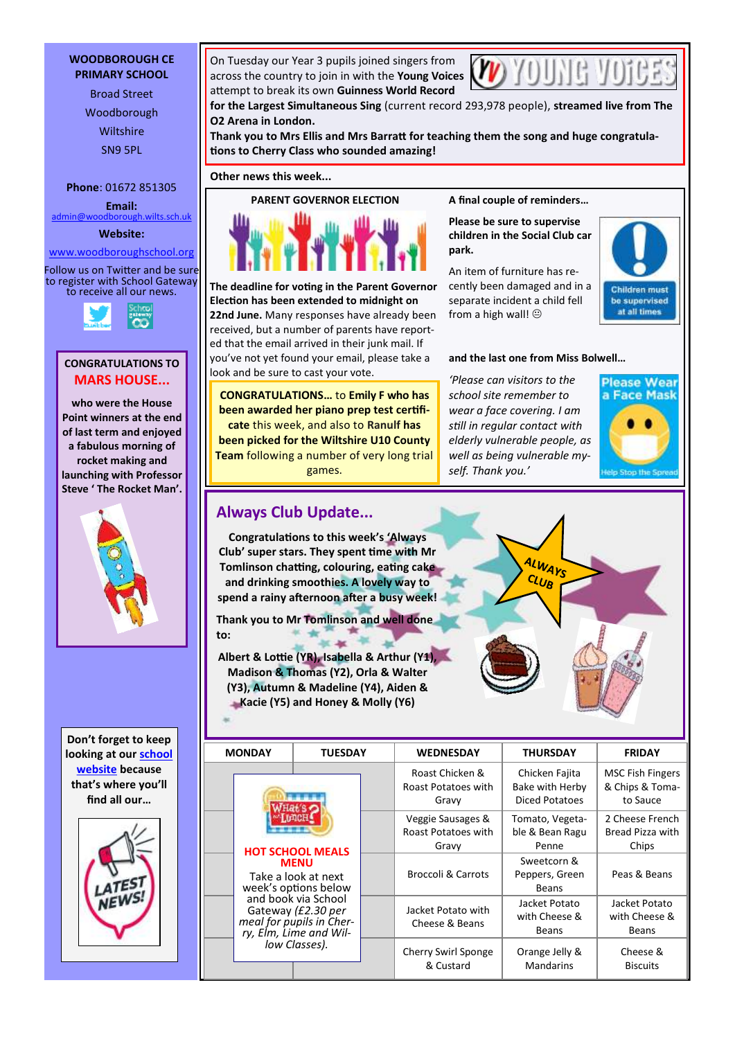**WOODBOROUGH CE PRIMARY SCHOOL**

Broad Street
Woodborough
Wiltshire
SN9 5PL

**Phone**: 01672 851305

**Email:**
admin@woodborough.wilts.sch.uk

**Website:**
www.woodboroughschool.org

Follow us on Twitter and be sure to register with School Gateway to receive all our news.

**CONGRATULATIONS TO**

**MARS HOUSE...**

**who were the House Point winners at the end of last term and enjoyed a fabulous morning of rocket making and launching with Professor Steve ' The Rocket Man'.**

**Don't forget to keep looking at our school website because that's where you'll find all our…**

---

On Tuesday our Year 3 pupils joined singers from across the country to join in with the **Young Voices** attempt to break its own **Guinness World Record for the Largest Simultaneous Sing** (current record 293,978 people), **streamed live from The O2 Arena in London.**

**Thank you to Mrs Ellis and Mrs Barratt for teaching them the song and huge congratulations to Cherry Class who sounded amazing!**

**Other news this week...**

**PARENT GOVERNOR ELECTION**

**The deadline for voting in the Parent Governor Election has been extended to midnight on 22nd June.** Many responses have already been received, but a number of parents have reported that the email arrived in their junk mail. If you've not yet found your email, please take a look and be sure to cast your vote.

**CONGRATULATIONS…** to **Emily F who has been awarded her piano prep test certificate** this week, and also to **Ranulf has been picked for the Wiltshire U10 County Team** following a number of very long trial games.

**A final couple of reminders…**

**Please be sure to supervise children in the Social Club car park.**

An item of furniture has recently been damaged and in a separate incident a child fell from a high wall! ☹

**and the last one from Miss Bolwell…**

*'Please can visitors to the school site remember to wear a face covering. I am still in regular contact with elderly vulnerable people, as well as being vulnerable myself. Thank you.'*

## Always Club Update...

**Congratulations to this week's 'Always Club' super stars. They spent time with Mr Tomlinson chatting, colouring, eating cake and drinking smoothies. A lovely way to spend a rainy afternoon after a busy week!**

**Thank you to Mr Tomlinson and well done to:**

**Albert & Lottie (YR), Isabella & Arthur (Y1), Madison & Thomas (Y2), Orla & Walter (Y3), Autumn & Madeline (Y4), Aiden & Kacie (Y5) and Honey & Molly (Y6)**

**HOT SCHOOL MEALS MENU**

Take a look at next week's options below and book via School Gateway *(£2.30 per meal for pupils in Cherry, Elm, Lime and Willow Classes).*

| MONDAY | TUESDAY | WEDNESDAY | THURSDAY | FRIDAY |
|---|---|---|---|---|
| | | Roast Chicken & Roast Potatoes with Gravy | Chicken Fajita Bake with Herby Diced Potatoes | MSC Fish Fingers & Chips & Tomato Sauce |
| | | Veggie Sausages & Roast Potatoes with Gravy | Tomato, Vegetable & Bean Ragu Penne | 2 Cheese French Bread Pizza with Chips |
| | | Broccoli & Carrots | Sweetcorn & Peppers, Green Beans | Peas & Beans |
| | | Jacket Potato with Cheese & Beans | Jacket Potato with Cheese & Beans | Jacket Potato with Cheese & Beans |
| | | Cherry Swirl Sponge & Custard | Orange Jelly & Mandarins | Cheese & Biscuits |